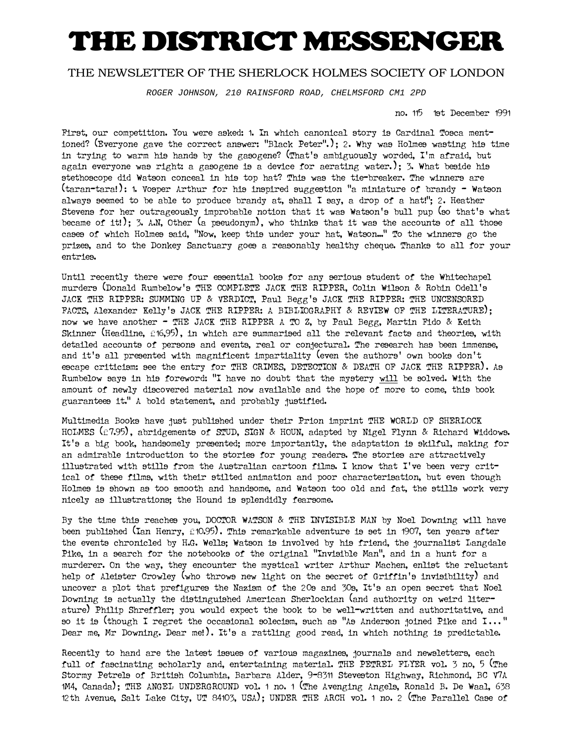# THE DISTRICT MESSENGER

THE NEWSLETTER OF THE SHERLOCK HOLMES SOCIETY OF LONDON

*ROGER JOHNSON, 210 RAINSFORD ROAD, CHELMSFORD CM1 2PD*

no. 115 1st December 1991

First, our competition. You were asked: 1. In which canonical story is Cardinal Tosca mentioned? (Everyone gave the correct answer: "Black Peter".); 2. Why was Holmes wasting his time in trying to warm his hands by the gasogene? (That's ambiguously worded, I'm afraid, but again everyone was right: a gasogene is a device for aerating water.); 3. What beside his stethoscope did Watson conceal in his top hat? This was the tie-breaker. The winners are (taran-tara!): 1. Vosper Arthur for his inspired suggestion "a miniature of brandy - Watson always seemed to be able to produce brandy at, shall I say, a drop of a hat!"; 2. Heather Stevens for her outrageously improbable notion that it was Watson's bull pup (so that's what became of it!); 3. A.N, Other (a pseudonym), who thinks that it was the accounts of all those cases of which Holmes said, "Now, keep this under your hat, Watson..." To the winners go the prizes, and to the Donkey Sanctuary goes a reasonably healthy cheque. Thanks to all for your entries.

Until recently there were four essential books for any serious student of the Whitechapel murders (Donald Rumbelow's THE COMPLETE JACK THE RIPPER, Colin Wilson & Robin Odell's JACK THE RIPPER: SUMMING UP & VERDICT, Paul Begg's JACK THE RIPPER: THE UNCENSORED FACTS, Alexander Kelly's JACK THE RIPPER: A BIBLIOGRAPHY & REVIEW OF THE LITERATURE); now we have another - THE JACK THE RIPPER A TO Z, by Paul Begg, Martin Fido & Keith Skinner (Headline, £16,95), in which are summarised all the relevant facts and theories, with detailed accounts of persons and events, real or conjectural. The research has been immense, and it's all presented with magnificent impartiality (even the authors' own books don't escape criticism: see the entry for THE CRIMES, DETECTION & DEATH OF JACK THE RIPPER). As Rumbelow says in his foreword: "I have no doubt that the mystery <u>will</u> be solved. With the amount of newly discovered material now available and the hope of more to come, this book guarantees it." A bold statement, and probably justified.

Multimedia Books have just published under their Prion imprint THE WORLD OF SHERLOCK HOLMES (£7.95), abridgements of STUD, SIGN & HOUN, adapted by Nigel Flynn & Richard Widdows. It's a big book, handsomely presented; more importantly, the adaptation is skilful, making for an admirable introduction to the stories for young readers. The stories are attractively illustrated with stills from the Australian cartoon films. I know that I've been very critical of these films, with their stilted animation and poor characterisation, but even though Holmes is shown as too smooth and handsome, and Watson too old and fat, the stills work very nicely as illustrations; the Hound is splendidly fearsome.

By the time this reaches you, DOCTOR WATSON & THE INVISIBLE MAN by Noel Downing will have been published (Ian Henry, £10.95). This remarkable adventure is set in 1907, ten years after the events chronicled by H.G. Wells; Watson is involved by his friend, the journalist Langdale Pike, in a search for the notebooks of the original "Invisible Man", and in a hunt for a murderer. On the way, they encounter the mystical writer Arthur Machen, enlist the reluctant help of Aleister Crowley (who throws new light on the secret of Griffin's invisibility) and uncover a plot that prefigures the Nazism of the 20s and 30s, It's an open secret that Noel Downing is actually the distinguished American Sherlockian (and authority on weird literature) Philip Shreffler; you would expect the book to be well-written and authoritative, and so it is (though I regret the occasional solecism, such as "As Anderson joined Pike and I..." Dear me, Mr Downing. Dear me!). It's a rattling good read, in which nothing is predictable.

Recently to hand are the latest issues of various magazines, journals and newsletters, each full of fascinating scholarly and, entertaining material. THE PETREL FLYER vol. 3 no, 5 (The Stormy Petrels of British Columbia, Barbara Alder, 9-8311 Steveston Highway, Richmond, BC V7A 1M4, Canada); THE ANGEL UNDERGROUND vol. 1 no. 1 (The Avenging Angels, Ronald B. De Waal, 638 12th Avenue, Salt Lake City, UT 84103, USA); UNDER THE ARCH vol. 1 no. 2 (The Parallel Case of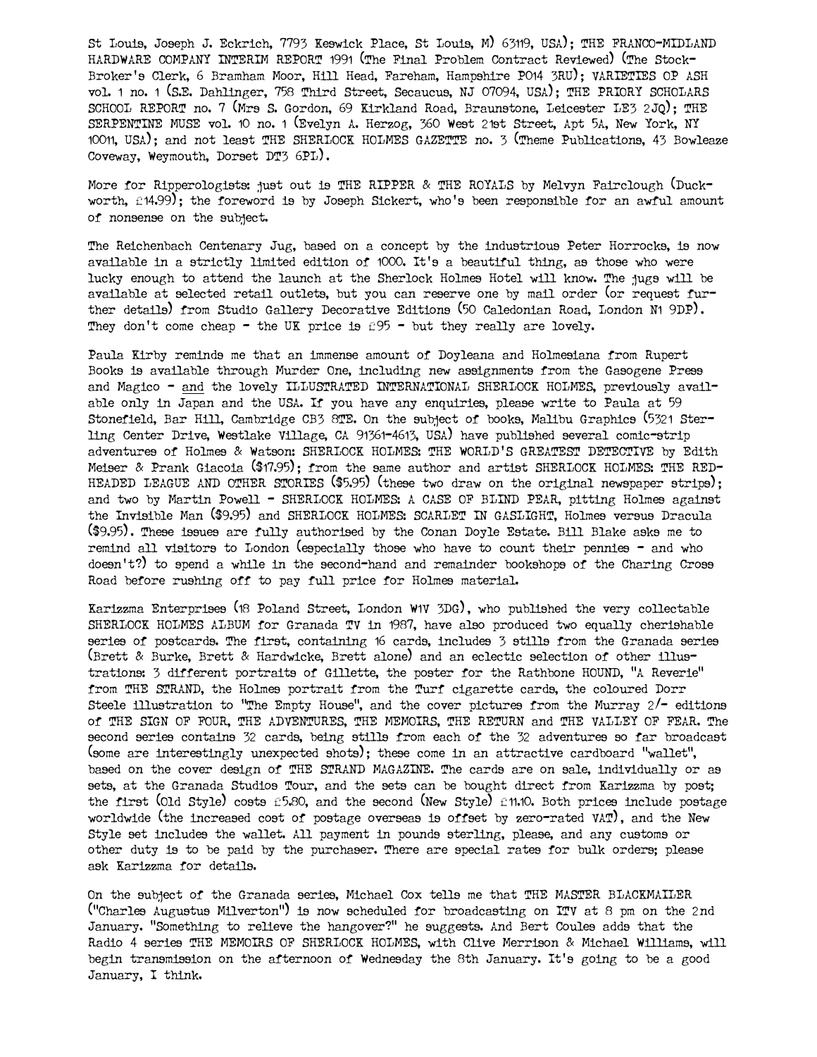St Louis, Joseph J. Eckrich, 7793 Keswick Place, St Louis, M) 63119, USA); THE FRANCO-MIDLAND HARDWARE COMPANY INTERIM REPORT 1991 (The Final Problem Contract Reviewed) (The Stock-Broker's Clerk, 6 Bramham Moor, Hill Head, Fareham, Hampshire PO14 3RU); VARIETIES OF ASH vol. 1 no. 1 (S.E. Dahlinger, 758 Third Street, Secaucus, NJ 07094, USA); THE PRIORY SCHOLARS SCHOOL REPORT no. 7 (Mrs S. Gordon, 69 Kirkland Road, Braunstone, Leicester LE3 2JQ); THE SERPENTINE MUSE vol. 10 no. 1 (Evelyn A. Herzog, 360 West 21st Street, Apt 5A, New York, NY 10011, USA); and not least THE SHERLOCK HOLMES GAZETTE no. 3 (Theme Publications, 43 Bowleaze Coveway, Weymouth, Dorset DT3 6PL).

More for Ripperologists: just out is THE RIPPER & THE ROYALS by Melvyn Fairclough (Duckworth, £14.99); the foreword is by Joseph Sickert, who's been responsible for an awful amount of nonsense on the subject.

The Reichenbach Centenary Jug, based on a concept by the industrious Peter Horrocks, is now available in a strictly limited edition of 1000. It's a beautiful thing, as those who were lucky enough to attend the launch at the Sherlock Holmes Hotel will know. The jugs will be available at selected retail outlets, but you can reserve one by mail order (or request further details) from Studio Gallery Decorative Editions (50 Caledonian Road, London N1 9DP). They don't come cheap - the UK price is £95 - but they really are lovely.

Paula Kirby reminds me that an immense amount of Doyleana and Holmesiana from Rupert Books is available through Murder One, including new assignments from the Gasogene Press and Magico - and the lovely ILLUSTRATED INTERNATIONAL SHERLOCK HOLMES, previously available only in Japan and the USA. If you have any enquiries, please write to Paula at 59 Stonefield, Bar Hill, Cambridge CB3 8TE. On the subject of books, Malibu Graphics (5321 Sterling Center Drive, Westlake Village, CA 91361-4613, USA) have published several comic-strip adventures of Holmes & Watson: SHERLOCK HOLMES: THE WORLD'S GREATEST DETECTIVE by Edith Meiser & Frank Giacoia ($17.95); from the same author and artist SHERLOCK HOLMES: THE RED-HEADED LEAGUE AND OTHER STORIES ($5.95) (these two draw on the original newspaper strips); and two by Martin Powell - SHERLOCK HOLMES: A CASE OF BLIND FEAR, pitting Holmes against the Invisible Man ($9.95) and SHERLOCK HOLMES: SCARLET IN GASLIGHT, Holmes versus Dracula ($9.95). These issues are fully authorised by the Conan Doyle Estate. Bill Blake asks me to remind all visitors to London (especially those who have to count their pennies - and who doesn't?) to spend a while in the second-hand and remainder bookshops of the Charing Cross Road before rushing off to pay full price for Holmes material.

Karizzma Enterprises (18 Poland Street, London W1V 3DG), who published the very collectable SHERLOCK HOLMES ALBUM for Granada TV in 1987, have also produced two equally cherishable series of postcards. The first, containing 16 cards, includes 3 stills from the Granada series (Brett & Burke, Brett & Hardwicke, Brett alone) and an eclectic selection of other illustrations: 3 different portraits of Gillette, the poster for the Rathbone HOUND, "A Reverie" from THE STRAND, the Holmes portrait from the Turf cigarette cards, the coloured Dorr Steele illustration to "The Empty House", and the cover pictures from the Murray 2/- editions of THE SIGN OF FOUR, THE ADVENTURES, THE MEMOIRS, THE RETURN and THE VALLEY OF FEAR. The second series contains 32 cards, being stills from each of the 32 adventures so far broadcast (some are interestingly unexpected shots); these come in an attractive cardboard "wallet", based on the cover design of THE STRAND MAGAZINE. The cards are on sale, individually or as sets, at the Granada Studios Tour, and the sets can be bought direct from Karizzma by post; the first (Old Style) costs £5.80, and the second (New Style) £11.10. Both prices include postage worldwide (the increased cost of postage overseas is offset by zero-rated VAT), and the New Style set includes the wallet. All payment in pounds sterling, please, and any customs or other duty is to be paid by the purchaser. There are special rates for bulk orders; please ask Karizzma for details.

On the subject of the Granada series, Michael Cox tells me that THE MASTER BLACKMAILER ("Charles Augustus Milverton") is now scheduled for broadcasting on ITV at 8 pm on the 2nd January. "Something to relieve the hangover?" he suggests. And Bert Coules adds that the Radio 4 series THE MEMOIRS OF SHERLOCK HOLMES, with Clive Merrison & Michael Williams, will begin transmission on the afternoon of Wednesday the 8th January. It's going to be a good January, I think.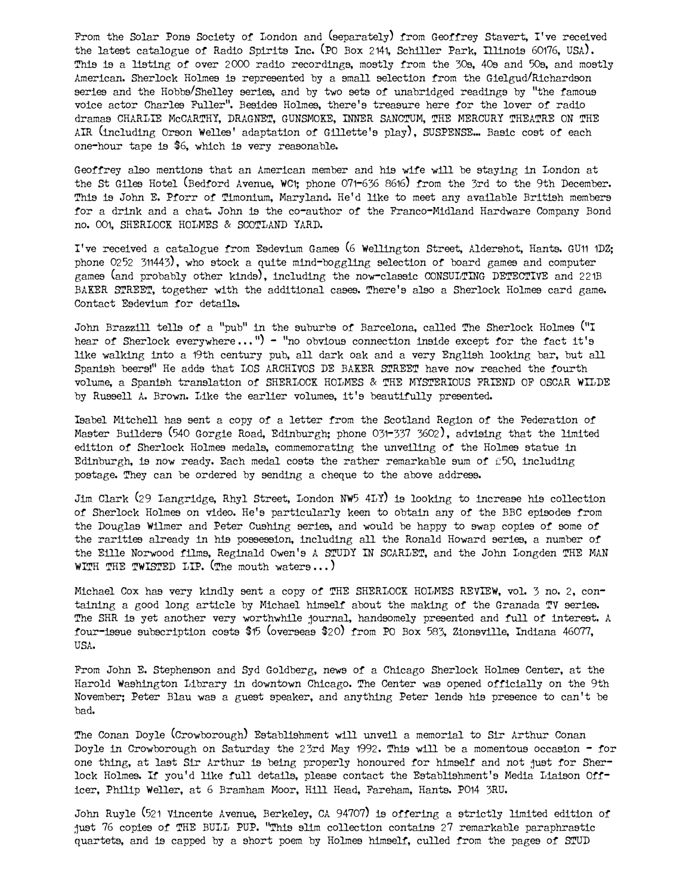From the Solar Pons Society of London and (separately) from Geoffrey Stavert, I've received the latest catalogue of Radio Spirits Inc. (PO Box 2141, Schiller Park, Illinois 60176, USA). This is a listing of over 2000 radio recordings, mostly from the 30s, 40s and 50s, and mostly American. Sherlock Holmes is represented by a small selection from the Gielgud/Richardson series and the Hobbs/Shelley series, and by two sets of unabridged readings by "the famous voice actor Charles Fuller". Besides Holmes, there's treasure here for the lover of radio dramas CHARLIE McCARTHY, DRAGNET, GUNSMOKE, INNER SANCTUM, THE MERCURY THEATRE ON THE AIR (including Orson Welles' adaptation of Gillette's play), SUSPENSE... Basic cost of each one-hour tape is $6, which is very reasonable.

Geoffrey also mentions that an American member and his wife will be staying in London at the St Giles Hotel (Bedford Avenue, WC1; phone 071-636 8616) from the 3rd to the 9th December. This is John E. Pforr of Timonium, Maryland. He'd like to meet any available British members for a drink and a chat. John is the co-author of the Franco-Midland Hardware Company Bond no. 001, SHERLOCK HOLMES & SCOTLAND YARD.

I've received a catalogue from Esdevium Games (6 Wellington Street, Aldershot, Hants. GU11 1DZ; phone 0252 311443), who stock a quite mind-boggling selection of board games and computer games (and probably other kinds), including the now-classic CONSULTING DETECTIVE and 221B BAKER STREET, together with the additional cases. There's also a Sherlock Holmes card game. Contact Esdevium for details.

John Brazzill tells of a "pub" in the suburbs of Barcelona, called The Sherlock Holmes ("I hear of Sherlock everywhere...") - "no obvious connection inside except for the fact it's like walking into a 19th century pub, all dark oak and a very English looking bar, but all Spanish beers!" He adds that LOS ARCHIVOS DE BAKER STREET have now reached the fourth volume, a Spanish translation of SHERLOCK HOLMES & THE MYSTERIOUS FRIEND OF OSCAR WILDE by Russell A. Brown. Like the earlier volumes, it's beautifully presented.

Isabel Mitchell has sent a copy of a letter from the Scotland Region of the Federation of Master Builders (540 Gorgie Road, Edinburgh; phone 031-337 3602), advising that the limited edition of Sherlock Holmes medals, commemorating the unveiling of the Holmes statue in Edinburgh, is now ready. Each medal costs the rather remarkable sum of £50, including postage. They can be ordered by sending a cheque to the above address.

Jim Clark (29 Langridge, Rhyl Street, London NW5 4LY) is looking to increase his collection of Sherlock Holmes on video. He's particularly keen to obtain any of the BBC episodes from the Douglas Wilmer and Peter Cushing series, and would be happy to swap copies of some of the rarities already in his possession, including all the Ronald Howard series, a number of the Eille Norwood films, Reginald Owen's A STUDY IN SCARLET, and the John Longden THE MAN WITH THE TWISTED LIP. (The mouth waters...)

Michael Cox has very kindly sent a copy of THE SHERLOCK HOLMES REVIEW, vol. 3 no. 2, containing a good long article by Michael himself about the making of the Granada TV series. The SHR is yet another very worthwhile journal, handsomely presented and full of interest. A four-issue subscription costs $15 (overseas $20) from PO Box 583, Zionsville, Indiana 46077, USA.

From John E. Stephenson and Syd Goldberg, news of a Chicago Sherlock Holmes Center, at the Harold Washington Library in downtown Chicago. The Center was opened officially on the 9th November; Peter Blau was a guest speaker, and anything Peter lends his presence to can't be bad.

The Conan Doyle (Crowborough) Establishment will unveil a memorial to Sir Arthur Conan Doyle in Crowborough on Saturday the 23rd May 1992. This will be a momentous occasion - for one thing, at last Sir Arthur is being properly honoured for himself and not just for Sherlock Holmes. If you'd like full details, please contact the Establishment's Media Liaison Officer, Philip Weller, at 6 Bramham Moor, Hill Head, Fareham, Hants. PO14 3RU.

John Ruyle (521 Vincente Avenue, Berkeley, CA 94707) is offering a strictly limited edition of just 76 copies of THE BULL PUP. "This slim collection contains 27 remarkable paraphrastic quartets, and is capped by a short poem by Holmes himself, culled from the pages of STUD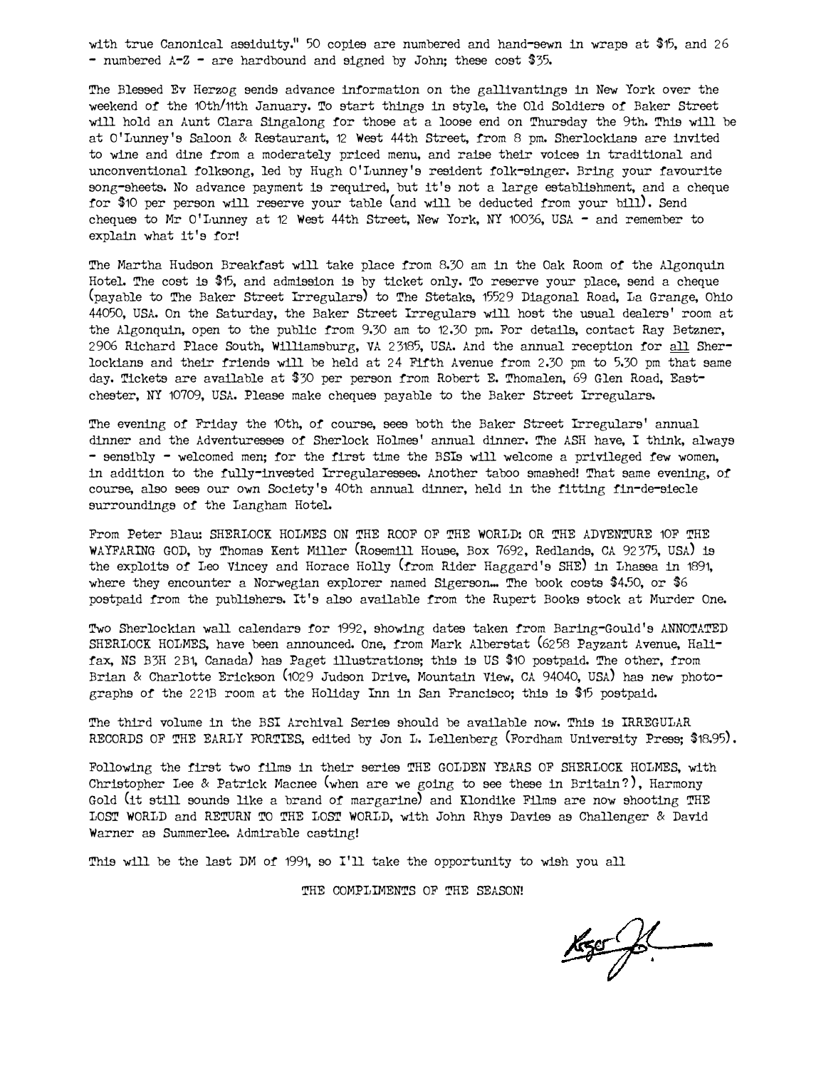with true Canonical assiduity." 50 copies are numbered and hand-sewn in wraps at $15, and 26 - numbered A-Z - are hardbound and signed by John; these cost $35.

The Blessed Ev Herzog sends advance information on the gallivantings in New York over the weekend of the 10th/11th January. To start things in style, the Old Soldiers of Baker Street will hold an Aunt Clara Singalong for those at a loose end on Thursday the 9th. This will be at O'Lunney's Saloon & Restaurant, 12 West 44th Street, from 8 pm. Sherlockians are invited to wine and dine from a moderately priced menu, and raise their voices in traditional and unconventional folksong, led by Hugh O'Lunney's resident folk-singer. Bring your favourite song-sheets. No advance payment is required, but it's not a large establishment, and a cheque for $10 per person will reserve your table (and will be deducted from your bill). Send cheques to Mr O'Lunney at 12 West 44th Street, New York, NY 10036, USA - and remember to explain what it's for!

The Martha Hudson Breakfast will take place from 8.30 am in the Oak Room of the Algonquin Hotel. The cost is $15, and admission is by ticket only. To reserve your place, send a cheque (payable to The Baker Street Irregulars) to The Stetaks, 15529 Diagonal Road, La Grange, Ohio 44050, USA. On the Saturday, the Baker Street Irregulars will host the usual dealers' room at the Algonquin, open to the public from 9.30 am to 12.30 pm. For details, contact Ray Betzner, 2906 Richard Place South, Williamsburg, VA 23185, USA. And the annual reception for all Sherlockians and their friends will be held at 24 Fifth Avenue from 2.30 pm to 5.30 pm that same day. Tickets are available at $30 per person from Robert E. Thomalen, 69 Glen Road, Eastchester, NY 10709, USA. Please make cheques payable to the Baker Street Irregulars.

The evening of Friday the 10th, of course, sees both the Baker Street Irregulars' annual dinner and the Adventuresses of Sherlock Holmes' annual dinner. The ASH have, I think, always - sensibly - welcomed men; for the first time the BSIs will welcome a privileged few women, in addition to the fully-invested Irregularesses. Another taboo smashed! That same evening, of course, also sees our own Society's 40th annual dinner, held in the fitting fin-de-siecle surroundings of the Langham Hotel.

From Peter Blau: SHERLOCK HOLMES ON THE ROOF OF THE WORLD: OR THE ADVENTURE 1OF THE WAYFARING GOD, by Thomas Kent Miller (Rosemill House, Box 7692, Redlands, CA 92375, USA) is the exploits of Leo Vincey and Horace Holly (from Rider Haggard's SHE) in Lhassa in 1891, where they encounter a Norwegian explorer named Sigerson... The book costs $4.50, or $6 postpaid from the publishers. It's also available from the Rupert Books stock at Murder One.

Two Sherlockian wall calendars for 1992, showing dates taken from Baring-Gould's ANNOTATED SHERLOCK HOLMES, have been announced. One, from Mark Alberstat (6258 Payzant Avenue, Halifax, NS B3H 2B1, Canada) has Paget illustrations; this is US $10 postpaid. The other, from Brian & Charlotte Erickson (1029 Judson Drive, Mountain View, CA 94040, USA) has new photographs of the 221B room at the Holiday Inn in San Francisco; this is $15 postpaid.

The third volume in the BSI Archival Series should be available now. This is IRREGULAR RECORDS OF THE EARLY FORTIES, edited by Jon L. Lellenberg (Fordham University Press; $18.95).

Following the first two films in their series THE GOLDEN YEARS OF SHERLOCK HOLMES, with Christopher Lee & Patrick Macnee (when are we going to see these in Britain?), Harmony Gold (it still sounds like a brand of margarine) and Klondike Films are now shooting THE LOST WORLD and RETURN TO THE LOST WORLD, with John Rhys Davies as Challenger & David Warner as Summerlee. Admirable casting!

This will be the last DM of 1991, so I'll take the opportunity to wish you all

THE COMPLIMENTS OF THE SEASON!

Roger Jo.